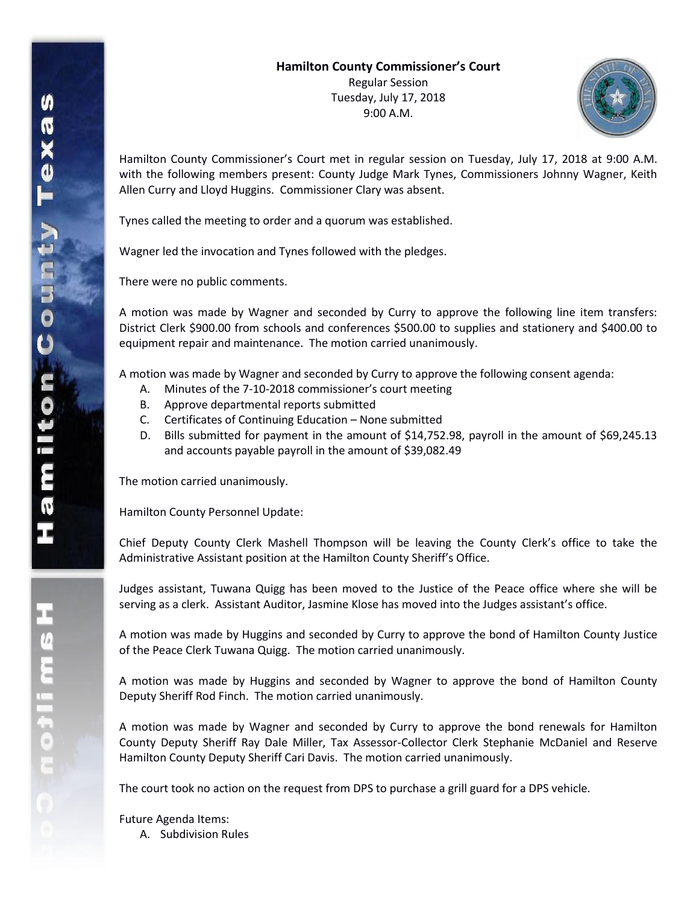**Hamilton County Commissioner's Court**

Regular Session
Tuesday, July 17, 2018
9:00 A.M.

Hamilton County Commissioner's Court met in regular session on Tuesday, July 17, 2018 at 9:00 A.M. with the following members present: County Judge Mark Tynes, Commissioners Johnny Wagner, Keith Allen Curry and Lloyd Huggins. Commissioner Clary was absent.

Tynes called the meeting to order and a quorum was established.

Wagner led the invocation and Tynes followed with the pledges.

There were no public comments.

A motion was made by Wagner and seconded by Curry to approve the following line item transfers: District Clerk $900.00 from schools and conferences $500.00 to supplies and stationery and $400.00 to equipment repair and maintenance. The motion carried unanimously.

A motion was made by Wagner and seconded by Curry to approve the following consent agenda:

A. Minutes of the 7-10-2018 commissioner's court meeting
B. Approve departmental reports submitted
C. Certificates of Continuing Education – None submitted
D. Bills submitted for payment in the amount of $14,752.98, payroll in the amount of $69,245.13 and accounts payable payroll in the amount of $39,082.49

The motion carried unanimously.

Hamilton County Personnel Update:

Chief Deputy County Clerk Mashell Thompson will be leaving the County Clerk's office to take the Administrative Assistant position at the Hamilton County Sheriff's Office.

Judges assistant, Tuwana Quigg has been moved to the Justice of the Peace office where she will be serving as a clerk. Assistant Auditor, Jasmine Klose has moved into the Judges assistant's office.

A motion was made by Huggins and seconded by Curry to approve the bond of Hamilton County Justice of the Peace Clerk Tuwana Quigg. The motion carried unanimously.

A motion was made by Huggins and seconded by Wagner to approve the bond of Hamilton County Deputy Sheriff Rod Finch. The motion carried unanimously.

A motion was made by Wagner and seconded by Curry to approve the bond renewals for Hamilton County Deputy Sheriff Ray Dale Miller, Tax Assessor-Collector Clerk Stephanie McDaniel and Reserve Hamilton County Deputy Sheriff Cari Davis. The motion carried unanimously.

The court took no action on the request from DPS to purchase a grill guard for a DPS vehicle.

Future Agenda Items:

A. Subdivision Rules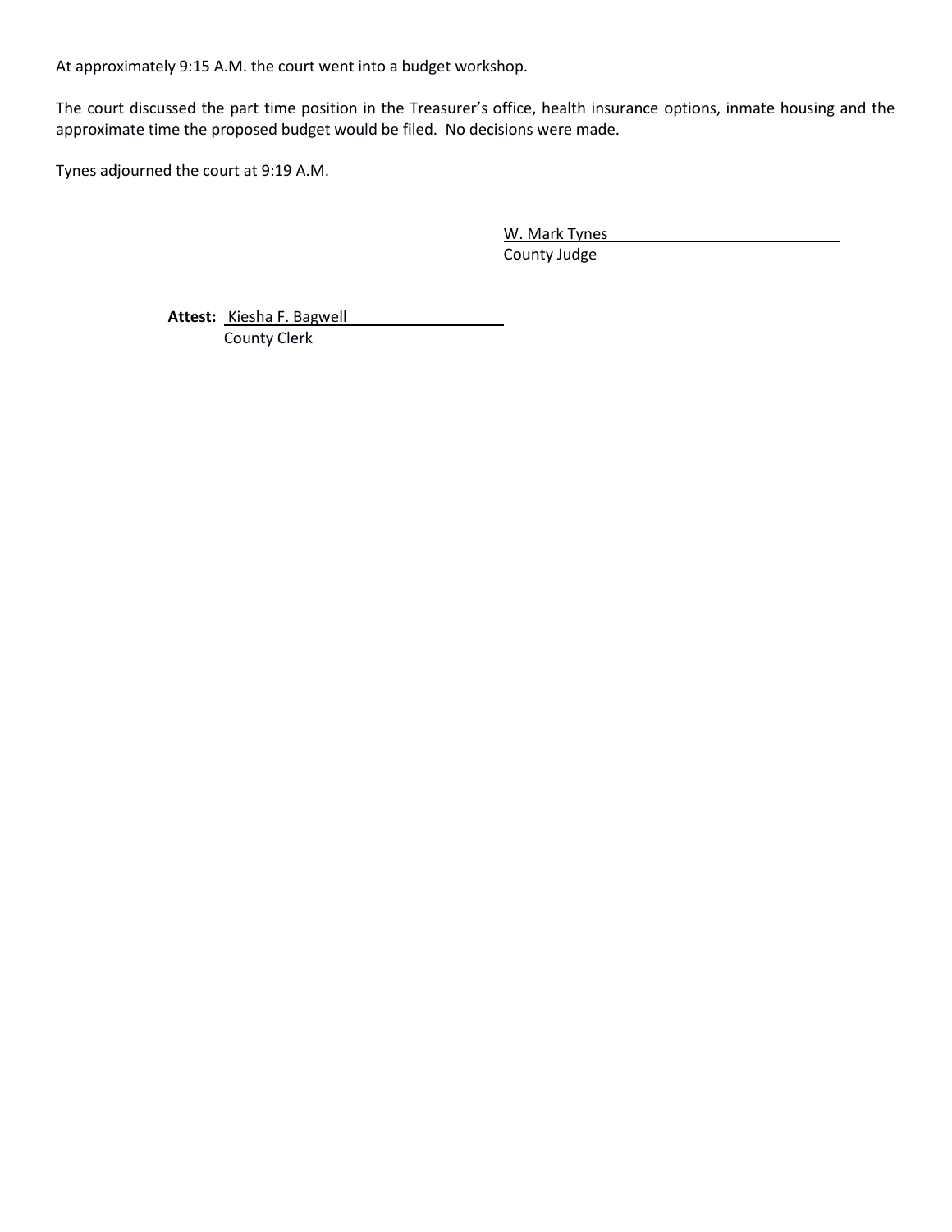At approximately 9:15 A.M. the court went into a budget workshop.

The court discussed the part time position in the Treasurer's office, health insurance options, inmate housing and the approximate time the proposed budget would be filed. No decisions were made.

Tynes adjourned the court at 9:19 A.M.

W. Mark Tynes
County Judge

**Attest:** Kiesha F. Bagwell
County Clerk